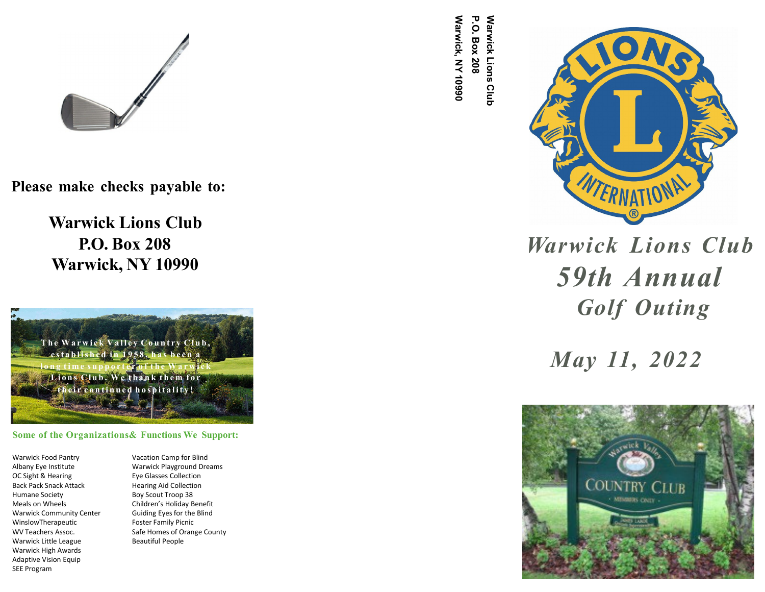**Please make checks payable to:**

**Warwick Lions Club**
**P.O. Box 208**
**Warwick, NY 10990**

**The Warwick Valley Country Club, established in 1958, has been a long time supporter of the Warwick Lions Club. We thank them for their continued hospitality!**

**Some of the Organizations& Functions We Support:**

- Warwick Food Pantry
- Albany Eye Institute
- OC Sight & Hearing
- Back Pack Snack Attack
- Humane Society
- Meals on Wheels
- Warwick Community Center
- WinslowTherapeutic
- WV Teachers Assoc.
- Warwick Little League
- Warwick High Awards
- Adaptive Vision Equip
- SEE Program
- Vacation Camp for Blind
- Warwick Playground Dreams
- Eye Glasses Collection
- Hearing Aid Collection
- Boy Scout Troop 38
- Children's Holiday Benefit
- Guiding Eyes for the Blind
- Foster Family Picnic
- Safe Homes of Orange County
- Beautiful People

**Warwick Lions Club**
**P.O. Box 208**
**Warwick, NY 10990**

# *Warwick Lions Club*
# *59th Annual*
## *Golf Outing*

## *May 11, 2022*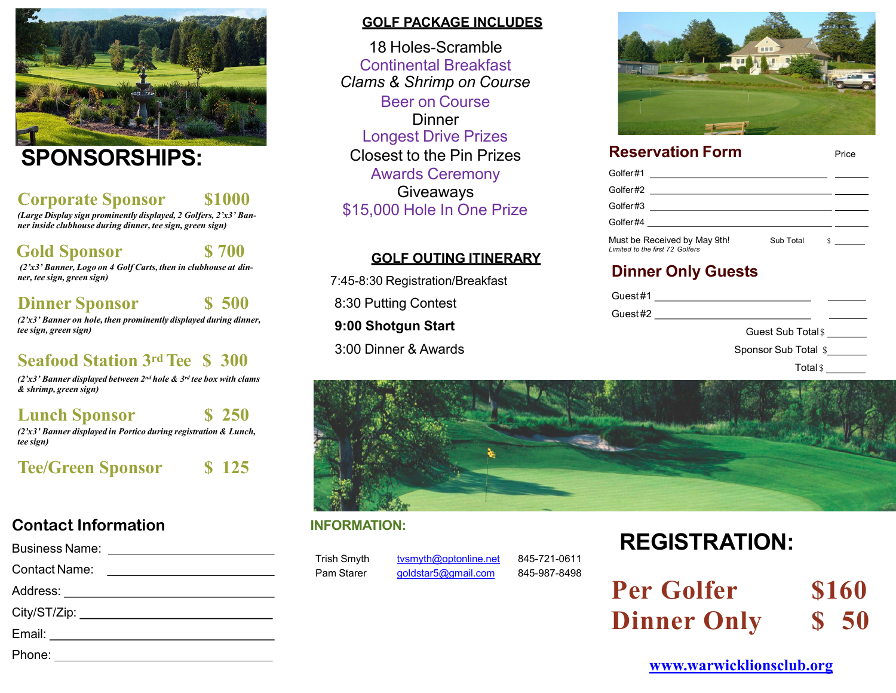# SPONSORSHIPS:

**Corporate Sponsor** **$1000**

*(Large Display sign prominently displayed, 2 Golfers, 2'x3' Banner inside clubhouse during dinner, tee sign, green sign)*

**Gold Sponsor** **$ 700**

*(2'x3' Banner, Logo on 4 Golf Carts, then in clubhouse at dinner, tee sign, green sign)*

**Dinner Sponsor** **$ 500**

*(2'x3' Banner on hole, then prominently displayed during dinner, tee sign, green sign)*

**Seafood Station 3rd Tee** **$ 300**

*(2'x3' Banner displayed between 2nd hole & 3rd tee box with clams & shrimp, green sign)*

**Lunch Sponsor** **$ 250**

*(2'x3' Banner displayed in Portico during registration & Lunch, tee sign)*

**Tee/Green Sponsor** **$ 125**

## Contact Information

Business Name: ____________________

Contact Name: ____________________

Address: ____________________

City/ST/Zip: ____________________

Email: ____________________

Phone: ____________________

## GOLF PACKAGE INCLUDES

18 Holes-Scramble
Continental Breakfast
*Clams & Shrimp on Course*
Beer on Course
Dinner
Longest Drive Prizes
Closest to the Pin Prizes
Awards Ceremony
Giveaways
$15,000 Hole In One Prize

## GOLF OUTING ITINERARY

7:45-8:30 Registration/Breakfast

8:30 Putting Contest

**9:00 Shotgun Start**

3:00 Dinner & Awards

## INFORMATION:

| | | |
|---|---|---|
| Trish Smyth | tvsmyth@optonline.net | 845-721-0611 |
| Pam Starer | goldstar5@gmail.com | 845-987-8498 |

## Reservation Form

| | Price |
|---|---|
| Golfer#1 ____________________ | ______ |
| Golfer#2 ____________________ | ______ |
| Golfer#3 ____________________ | ______ |
| Golfer#4 ____________________ | ______ |

Must be Received by May 9th!
*Limited to the first 72 Golfers*

Sub Total $ ______

## Dinner Only Guests

| | |
|---|---|
| Guest#1 ____________________ | ______ |
| Guest#2 ____________________ | ______ |

Guest Sub Total $ ______

Sponsor Sub Total $ ______

Total $ ______

# REGISTRATION:

**Per Golfer** **$160**

**Dinner Only** **$ 50**

**www.warwicklionsclub.org**